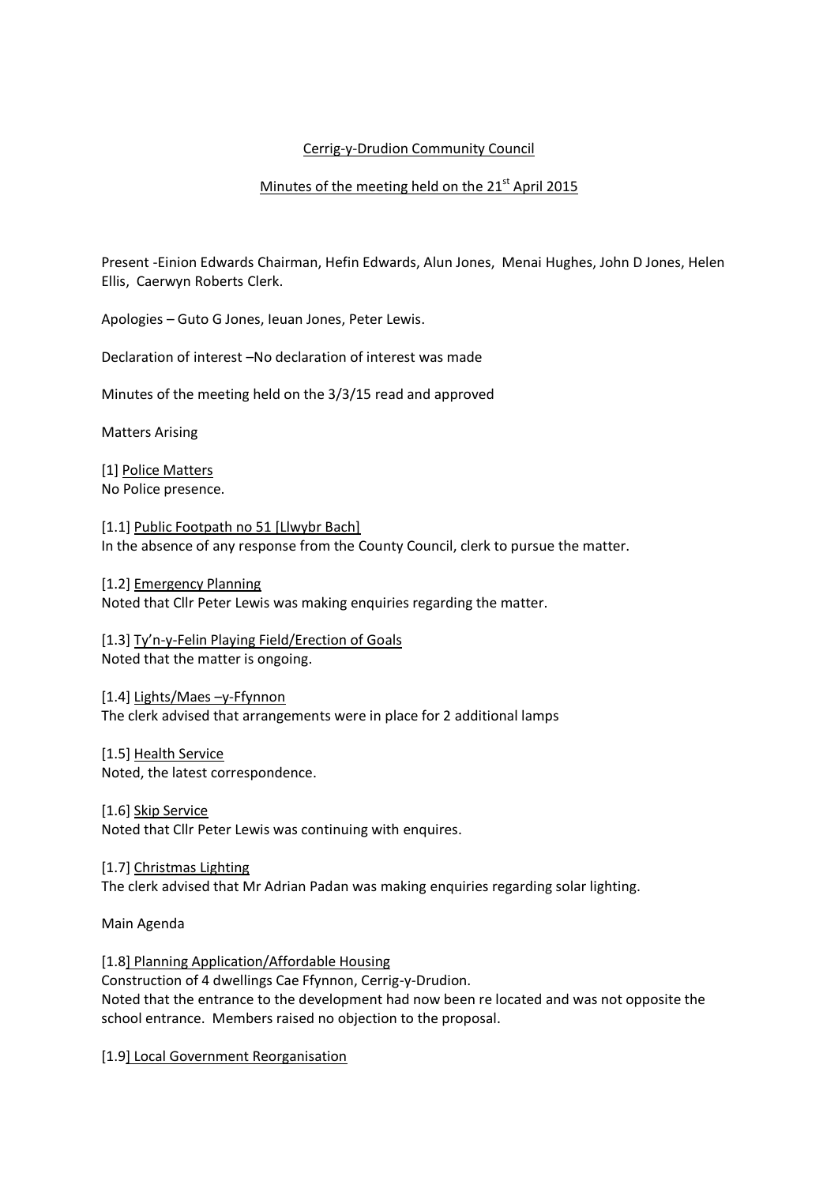Cerrig-y-Drudion Community Council

Minutes of the meeting held on the 21st April 2015

Present -Einion Edwards Chairman, Hefin Edwards, Alun Jones, Menai Hughes, John D Jones, Helen Ellis, Caerwyn Roberts Clerk.

Apologies – Guto G Jones, Ieuan Jones, Peter Lewis.

Declaration of interest –No declaration of interest was made

Minutes of the meeting held on the 3/3/15 read and approved

Matters Arising

[1] Police Matters
No Police presence.

[1.1] Public Footpath no 51 [Llwybr Bach]
In the absence of any response from the County Council, clerk to pursue the matter.

[1.2] Emergency Planning
Noted that Cllr Peter Lewis was making enquiries regarding the matter.

[1.3] Ty'n-y-Felin Playing Field/Erection of Goals
Noted that the matter is ongoing.

[1.4] Lights/Maes –y-Ffynnon
The clerk advised that arrangements were in place for 2 additional lamps

[1.5] Health Service
Noted, the latest correspondence.

[1.6] Skip Service
Noted that Cllr Peter Lewis was continuing with enquires.

[1.7] Christmas Lighting
The clerk advised that Mr Adrian Padan was making enquiries regarding solar lighting.

Main Agenda

[1.8] Planning Application/Affordable Housing
Construction of 4 dwellings Cae Ffynnon, Cerrig-y-Drudion.
Noted that the entrance to the development had now been re located and was not opposite the school entrance. Members raised no objection to the proposal.

[1.9] Local Government Reorganisation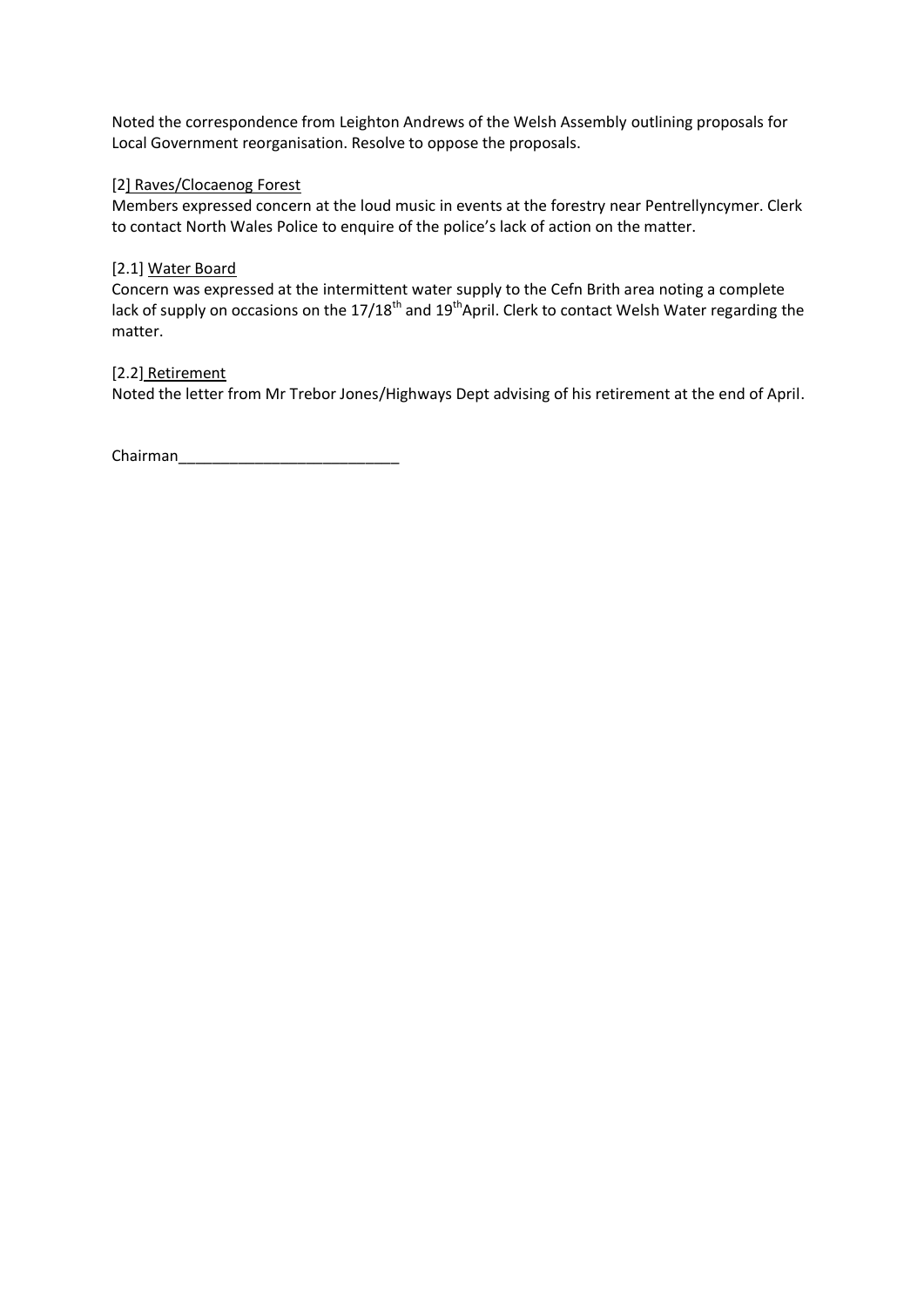Noted the correspondence from Leighton Andrews of the Welsh Assembly outlining proposals for Local Government reorganisation. Resolve to oppose the proposals.

[2] Raves/Clocaenog Forest

Members expressed concern at the loud music in events at the forestry near Pentrellyncymer. Clerk to contact North Wales Police to enquire of the police's lack of action on the matter.

[2.1] Water Board

Concern was expressed at the intermittent water supply to the Cefn Brith area noting a complete lack of supply on occasions on the 17/18th and 19th April. Clerk to contact Welsh Water regarding the matter.

[2.2] Retirement

Noted the letter from Mr Trebor Jones/Highways Dept advising of his retirement at the end of April.

Chairman__________________________